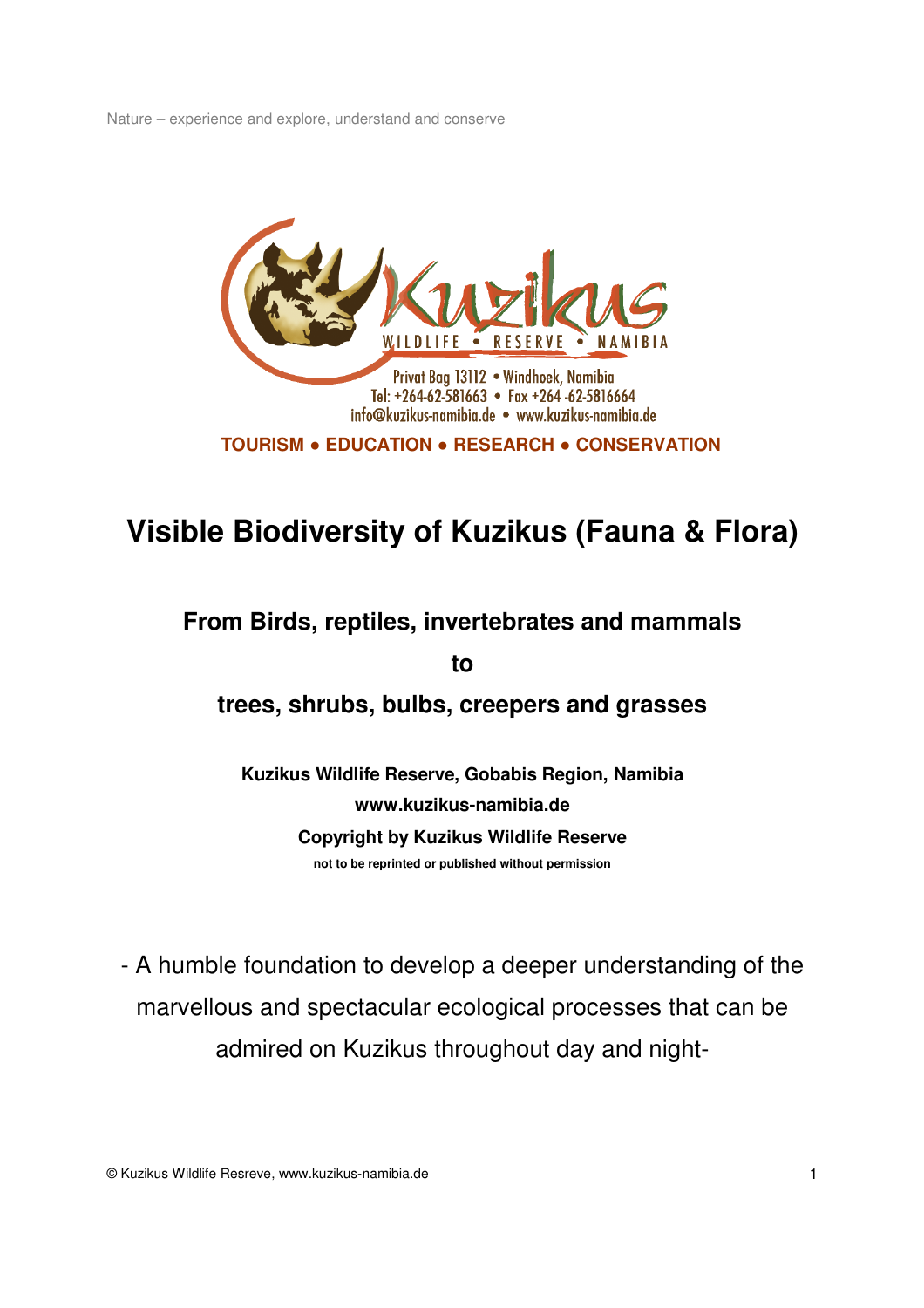Nature – experience and explore, understand and conserve

Kuzikus

WILDLIFE • RESERVE • NAMIBIA

Privat Bag 13112 • Windhoek, Namibia
Tel: +264-62-581663 • Fax +264 -62-5816664
info@kuzikus-namibia.de • www.kuzikus-namibia.de

**TOURISM ● EDUCATION ● RESEARCH ● CONSERVATION**

# Visible Biodiversity of Kuzikus (Fauna & Flora)

## From Birds, reptiles, invertebrates and mammals

## to

## trees, shrubs, bulbs, creepers and grasses

**Kuzikus Wildlife Reserve, Gobabis Region, Namibia**

**www.kuzikus-namibia.de**

**Copyright by Kuzikus Wildlife Reserve**

**not to be reprinted or published without permission**

- A humble foundation to develop a deeper understanding of the marvellous and spectacular ecological processes that can be admired on Kuzikus throughout day and night-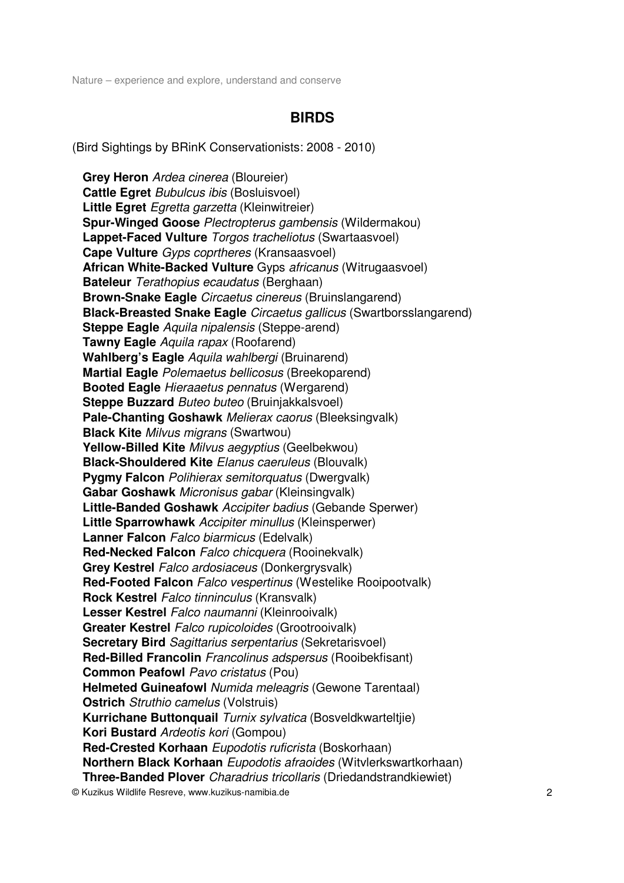## BIRDS

(Bird Sightings by BRinK Conservationists: 2008 - 2010)

**Grey Heron** *Ardea cinerea* (Bloureier)
**Cattle Egret** *Bubulcus ibis* (Bosluisvoel)
**Little Egret** *Egretta garzetta* (Kleinwitreier)
**Spur-Winged Goose** *Plectropterus gambensis* (Wildermakou)
**Lappet-Faced Vulture** *Torgos tracheliotus* (Swartaasvoel)
**Cape Vulture** *Gyps coprtheres* (Kransaasvoel)
**African White-Backed Vulture** Gyps *africanus* (Witrugaasvoel)
**Bateleur** *Terathopius ecaudatus* (Berghaan)
**Brown-Snake Eagle** *Circaetus cinereus* (Bruinslangarend)
**Black-Breasted Snake Eagle** *Circaetus gallicus* (Swartborsslangarend)
**Steppe Eagle** *Aquila nipalensis* (Steppe-arend)
**Tawny Eagle** *Aquila rapax* (Roofarend)
**Wahlberg's Eagle** *Aquila wahlbergi* (Bruinarend)
**Martial Eagle** *Polemaetus bellicosus* (Breekoparend)
**Booted Eagle** *Hieraaetus pennatus* (Wergarend)
**Steppe Buzzard** *Buteo buteo* (Bruinjakkalsvoel)
**Pale-Chanting Goshawk** *Melierax caorus* (Bleeksingvalk)
**Black Kite** *Milvus migrans* (Swartwou)
**Yellow-Billed Kite** *Milvus aegyptius* (Geelbekwou)
**Black-Shouldered Kite** *Elanus caeruleus* (Blouvalk)
**Pygmy Falcon** *Polihierax semitorquatus* (Dwergvalk)
**Gabar Goshawk** *Micronisus gabar* (Kleinsingvalk)
**Little-Banded Goshawk** *Accipiter badius* (Gebande Sperwer)
**Little Sparrowhawk** *Accipiter minullus* (Kleinsperwer)
**Lanner Falcon** *Falco biarmicus* (Edelvalk)
**Red-Necked Falcon** *Falco chicquera* (Rooinekvalk)
**Grey Kestrel** *Falco ardosiaceus* (Donkergrysvalk)
**Red-Footed Falcon** *Falco vespertinus* (Westelike Rooipootvalk)
**Rock Kestrel** *Falco tinninculus* (Kransvalk)
**Lesser Kestrel** *Falco naumanni* (Kleinrooivalk)
**Greater Kestrel** *Falco rupicoloides* (Grootrooivalk)
**Secretary Bird** *Sagittarius serpentarius* (Sekretarisvoel)
**Red-Billed Francolin** *Francolinus adspersus* (Rooibekfisant)
**Common Peafowl** *Pavo cristatus* (Pou)
**Helmeted Guineafowl** *Numida meleagris* (Gewone Tarentaal)
**Ostrich** *Struthio camelus* (Volstruis)
**Kurrichane Buttonquail** *Turnix sylvatica* (Bosveldkwarteltjie)
**Kori Bustard** *Ardeotis kori* (Gompou)
**Red-Crested Korhaan** *Eupodotis ruficrista* (Boskorhaan)
**Northern Black Korhaan** *Eupodotis afraoides* (Witvlerkswartkorhaan)
**Three-Banded Plover** *Charadrius tricollaris* (Driedandstrandkiewiet)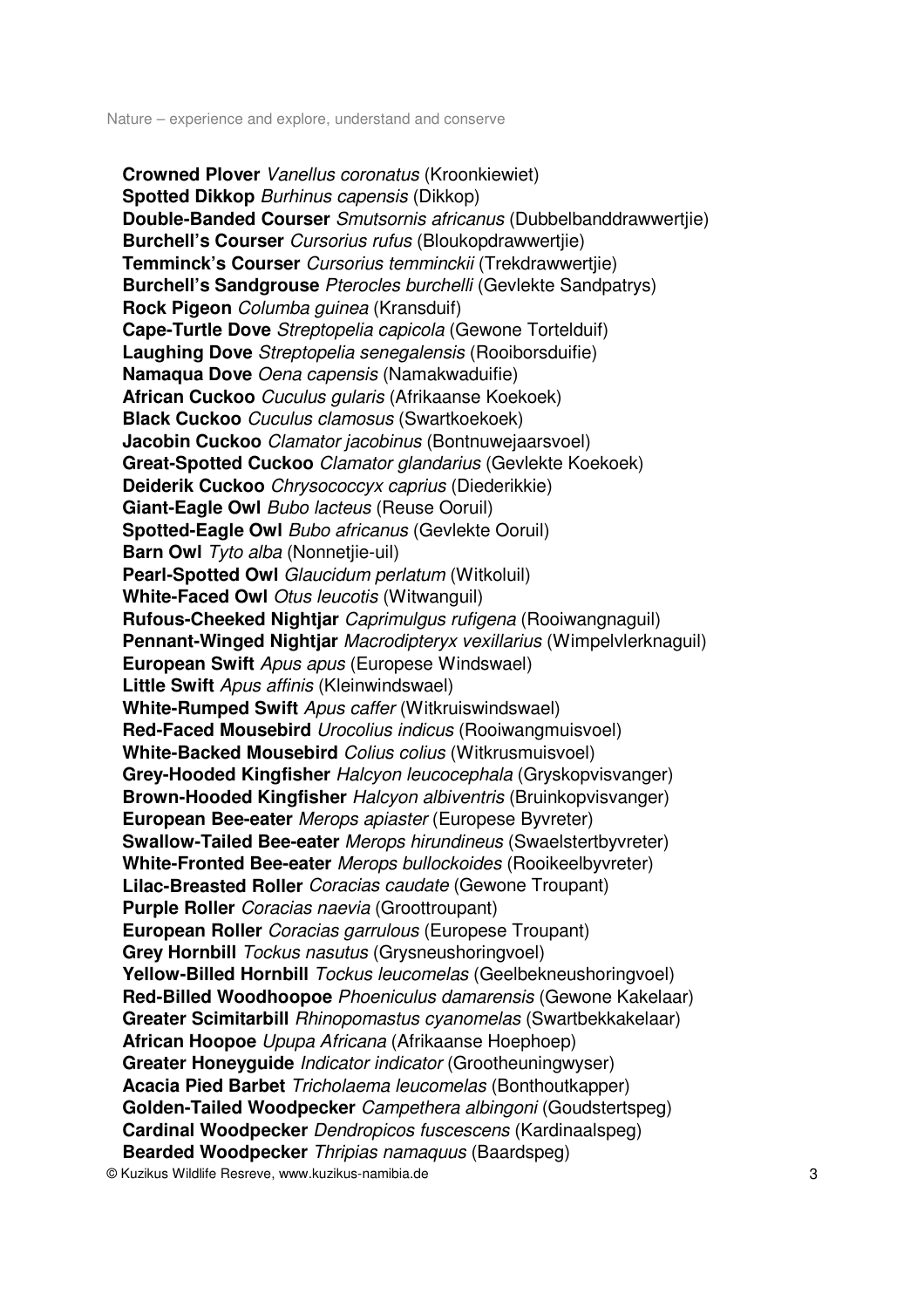**Crowned Plover** *Vanellus coronatus* (Kroonkiewiet)
**Spotted Dikkop** *Burhinus capensis* (Dikkop)
**Double-Banded Courser** *Smutsornis africanus* (Dubbelbanddrawwertjie)
**Burchell's Courser** *Cursorius rufus* (Bloukopdrawwertjie)
**Temminck's Courser** *Cursorius temminckii* (Trekdrawwertjie)
**Burchell's Sandgrouse** *Pterocles burchelli* (Gevlekte Sandpatrys)
**Rock Pigeon** *Columba guinea* (Kransduif)
**Cape-Turtle Dove** *Streptopelia capicola* (Gewone Tortelduif)
**Laughing Dove** *Streptopelia senegalensis* (Rooiborsduifie)
**Namaqua Dove** *Oena capensis* (Namakwaduifie)
**African Cuckoo** *Cuculus gularis* (Afrikaanse Koekoek)
**Black Cuckoo** *Cuculus clamosus* (Swartkoekoek)
**Jacobin Cuckoo** *Clamator jacobinus* (Bontnuwejaarsvoel)
**Great-Spotted Cuckoo** *Clamator glandarius* (Gevlekte Koekoek)
**Deiderik Cuckoo** *Chrysococcyx caprius* (Diederikkie)
**Giant-Eagle Owl** *Bubo lacteus* (Reuse Ooruil)
**Spotted-Eagle Owl** *Bubo africanus* (Gevlekte Ooruil)
**Barn Owl** *Tyto alba* (Nonnetjie-uil)
**Pearl-Spotted Owl** *Glaucidum perlatum* (Witkoluil)
**White-Faced Owl** *Otus leucotis* (Witwanguil)
**Rufous-Cheeked Nightjar** *Caprimulgus rufigena* (Rooiwangnaguil)
**Pennant-Winged Nightjar** *Macrodipteryx vexillarius* (Wimpelvlerknaguil)
**European Swift** *Apus apus* (Europese Windswael)
**Little Swift** *Apus affinis* (Kleinwindswael)
**White-Rumped Swift** *Apus caffer* (Witkruiswindswael)
**Red-Faced Mousebird** *Urocolius indicus* (Rooiwangmuisvoel)
**White-Backed Mousebird** *Colius colius* (Witkrusmuisvoel)
**Grey-Hooded Kingfisher** *Halcyon leucocephala* (Gryskopvisvanger)
**Brown-Hooded Kingfisher** *Halcyon albiventris* (Bruinkopvisvanger)
**European Bee-eater** *Merops apiaster* (Europese Byvreter)
**Swallow-Tailed Bee-eater** *Merops hirundineus* (Swaelstertbyvreter)
**White-Fronted Bee-eater** *Merops bullockoides* (Rooikeelbyvreter)
**Lilac-Breasted Roller** *Coracias caudate* (Gewone Troupant)
**Purple Roller** *Coracias naevia* (Groottroupant)
**European Roller** *Coracias garrulous* (Europese Troupant)
**Grey Hornbill** *Tockus nasutus* (Grysneushoringvoel)
**Yellow-Billed Hornbill** *Tockus leucomelas* (Geelbekneushoringvoel)
**Red-Billed Woodhoopoe** *Phoeniculus damarensis* (Gewone Kakelaar)
**Greater Scimitarbill** *Rhinopomastus cyanomelas* (Swartbekkakelaar)
**African Hoopoe** *Upupa Africana* (Afrikaanse Hoephoep)
**Greater Honeyguide** *Indicator indicator* (Grootheuningwyser)
**Acacia Pied Barbet** *Tricholaema leucomelas* (Bonthoutkapper)
**Golden-Tailed Woodpecker** *Campethera albingoni* (Goudstertspeg)
**Cardinal Woodpecker** *Dendropicos fuscescens* (Kardinaalspeg)
**Bearded Woodpecker** *Thripias namaquus* (Baardspeg)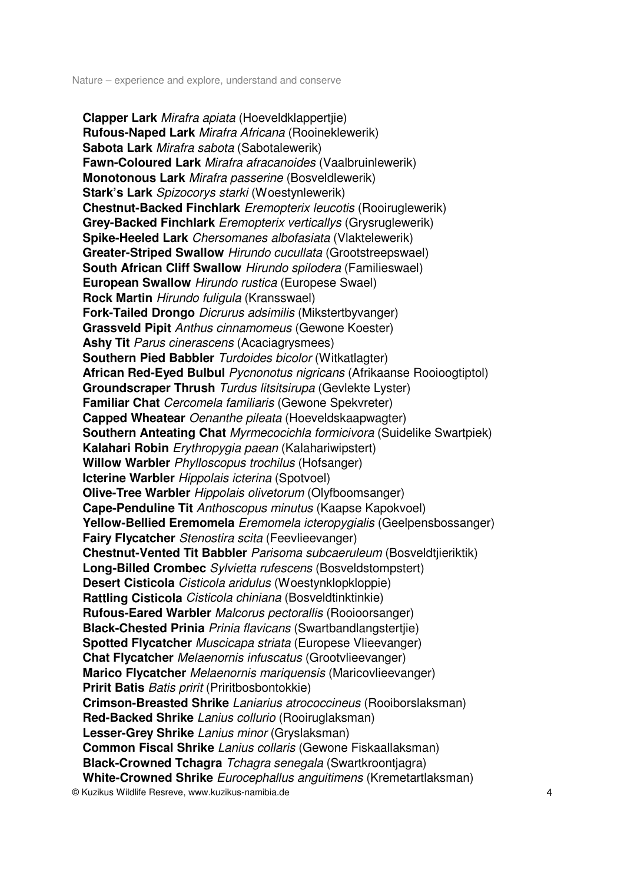**Clapper Lark** *Mirafra apiata* (Hoeveldklappertjie)
**Rufous-Naped Lark** *Mirafra Africana* (Rooineklewerik)
**Sabota Lark** *Mirafra sabota* (Sabotalewerik)
**Fawn-Coloured Lark** *Mirafra afracanoides* (Vaalbruinlewerik)
**Monotonous Lark** *Mirafra passerine* (Bosveldlewerik)
**Stark's Lark** *Spizocorys starki* (Woestynlewerik)
**Chestnut-Backed Finchlark** *Eremopterix leucotis* (Rooiruglewerik)
**Grey-Backed Finchlark** *Eremopterix verticallys* (Grysruglewerik)
**Spike-Heeled Lark** *Chersomanes albofasiata* (Vlaktelewerik)
**Greater-Striped Swallow** *Hirundo cucullata* (Grootstreepswael)
**South African Cliff Swallow** *Hirundo spilodera* (Familieswael)
**European Swallow** *Hirundo rustica* (Europese Swael)
**Rock Martin** *Hirundo fuligula* (Kransswael)
**Fork-Tailed Drongo** *Dicrurus adsimilis* (Mikstertbyvanger)
**Grassveld Pipit** *Anthus cinnamomeus* (Gewone Koester)
**Ashy Tit** *Parus cinerascens* (Acaciagrysmees)
**Southern Pied Babbler** *Turdoides bicolor* (Witkatlagter)
**African Red-Eyed Bulbul** *Pycnonotus nigricans* (Afrikaanse Rooioogtiptol)
**Groundscraper Thrush** *Turdus litsitsirupa* (Gevlekte Lyster)
**Familiar Chat** *Cercomela familiaris* (Gewone Spekvreter)
**Capped Wheatear** *Oenanthe pileata* (Hoeveldskaapwagter)
**Southern Anteating Chat** *Myrmecocichla formicivora* (Suidelike Swartpiek)
**Kalahari Robin** *Erythropygia paean* (Kalahariwipstert)
**Willow Warbler** *Phylloscopus trochilus* (Hofsanger)
**Icterine Warbler** *Hippolais icterina* (Spotvoel)
**Olive-Tree Warbler** *Hippolais olivetorum* (Olyfboomsanger)
**Cape-Penduline Tit** *Anthoscopus minutus* (Kaapse Kapokvoel)
**Yellow-Bellied Eremomela** *Eremomela icteropygialis* (Geelpensbossanger)
**Fairy Flycatcher** *Stenostira scita* (Feevlieevanger)
**Chestnut-Vented Tit Babbler** *Parisoma subcaeruleum* (Bosveldtjieriktik)
**Long-Billed Crombec** *Sylvietta rufescens* (Bosveldstompstert)
**Desert Cisticola** *Cisticola aridulus* (Woestynklopkloppie)
**Rattling Cisticola** *Cisticola chiniana* (Bosveldtinktinkie)
**Rufous-Eared Warbler** *Malcorus pectorallis* (Rooioorsanger)
**Black-Chested Prinia** *Prinia flavicans* (Swartbandlangstertjie)
**Spotted Flycatcher** *Muscicapa striata* (Europese Vlieevanger)
**Chat Flycatcher** *Melaenornis infuscatus* (Grootvlieevanger)
**Marico Flycatcher** *Melaenornis mariquensis* (Maricovlieevanger)
**Pririt Batis** *Batis pririt* (Priritbosbontokkie)
**Crimson-Breasted Shrike** *Laniarius atrococcineus* (Rooiborslaksman)
**Red-Backed Shrike** *Lanius collurio* (Rooiruglaksman)
**Lesser-Grey Shrike** *Lanius minor* (Gryslaksman)
**Common Fiscal Shrike** *Lanius collaris* (Gewone Fiskaallaksman)
**Black-Crowned Tchagra** *Tchagra senegala* (Swartkroontjagra)
**White-Crowned Shrike** *Eurocephallus anguitimens* (Kremetartlaksman)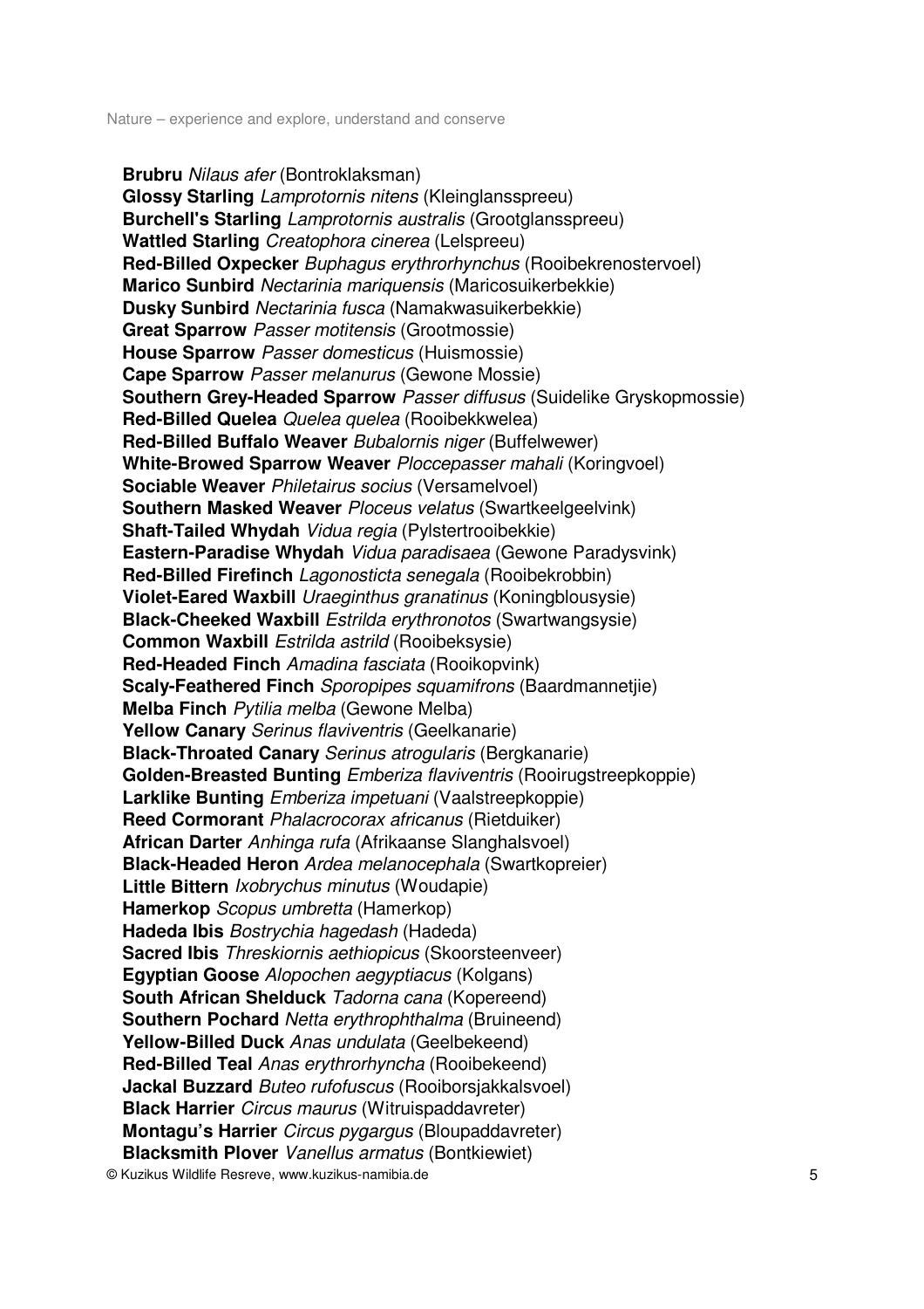**Brubru** *Nilaus afer* (Bontroklaksman)
**Glossy Starling** *Lamprotornis nitens* (Kleinglansspreeu)
**Burchell's Starling** *Lamprotornis australis* (Grootglansspreeu)
**Wattled Starling** *Creatophora cinerea* (Lelspreeu)
**Red-Billed Oxpecker** *Buphagus erythrorhynchus* (Rooibekrenostervoel)
**Marico Sunbird** *Nectarinia mariquensis* (Maricosuikerbekkie)
**Dusky Sunbird** *Nectarinia fusca* (Namakwasuikerbekkie)
**Great Sparrow** *Passer motitensis* (Grootmossie)
**House Sparrow** *Passer domesticus* (Huismossie)
**Cape Sparrow** *Passer melanurus* (Gewone Mossie)
**Southern Grey-Headed Sparrow** *Passer diffusus* (Suidelike Gryskopmossie)
**Red-Billed Quelea** *Quelea quelea* (Rooibekkwelea)
**Red-Billed Buffalo Weaver** *Bubalornis niger* (Buffelwewer)
**White-Browed Sparrow Weaver** *Ploccepasser mahali* (Koringvoel)
**Sociable Weaver** *Philetairus socius* (Versamelvoel)
**Southern Masked Weaver** *Ploceus velatus* (Swartkeelgeelvink)
**Shaft-Tailed Whydah** *Vidua regia* (Pylstertrooibekkie)
**Eastern-Paradise Whydah** *Vidua paradisaea* (Gewone Paradysvink)
**Red-Billed Firefinch** *Lagonosticta senegala* (Rooibekrobbin)
**Violet-Eared Waxbill** *Uraeginthus granatinus* (Koningblousysie)
**Black-Cheeked Waxbill** *Estrilda erythronotos* (Swartwangsysie)
**Common Waxbill** *Estrilda astrild* (Rooibeksysie)
**Red-Headed Finch** *Amadina fasciata* (Rooikopvink)
**Scaly-Feathered Finch** *Sporopipes squamifrons* (Baardmannetjie)
**Melba Finch** *Pytilia melba* (Gewone Melba)
**Yellow Canary** *Serinus flaviventris* (Geelkanarie)
**Black-Throated Canary** *Serinus atrogularis* (Bergkanarie)
**Golden-Breasted Bunting** *Emberiza flaviventris* (Rooirugstreepkoppie)
**Larklike Bunting** *Emberiza impetuani* (Vaalstreepkoppie)
**Reed Cormorant** *Phalacrocorax africanus* (Rietduiker)
**African Darter** *Anhinga rufa* (Afrikaanse Slanghalsvoel)
**Black-Headed Heron** *Ardea melanocephala* (Swartkopreier)
**Little Bittern** *Ixobrychus minutus* (Woudapie)
**Hamerkop** *Scopus umbretta* (Hamerkop)
**Hadeda Ibis** *Bostrychia hagedash* (Hadeda)
**Sacred Ibis** *Threskiornis aethiopicus* (Skoorsteenveer)
**Egyptian Goose** *Alopochen aegyptiacus* (Kolgans)
**South African Shelduck** *Tadorna cana* (Kopereend)
**Southern Pochard** *Netta erythrophthalma* (Bruineend)
**Yellow-Billed Duck** *Anas undulata* (Geelbekeend)
**Red-Billed Teal** *Anas erythrorhyncha* (Rooibekeend)
**Jackal Buzzard** *Buteo rufofuscus* (Rooiborsjakkalsvoel)
**Black Harrier** *Circus maurus* (Witruispaddavreter)
**Montagu's Harrier** *Circus pygargus* (Bloupaddavreter)
**Blacksmith Plover** *Vanellus armatus* (Bontkiewiet)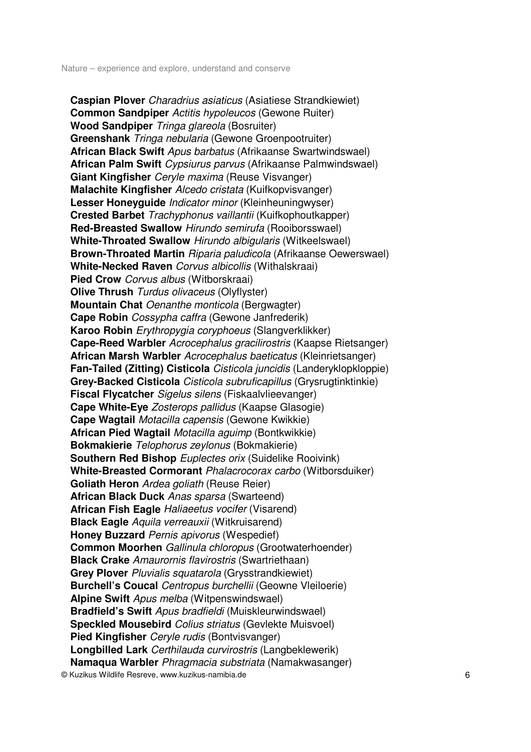**Caspian Plover** *Charadrius asiaticus* (Asiatiese Strandkiewiet)
**Common Sandpiper** *Actitis hypoleucos* (Gewone Ruiter)
**Wood Sandpiper** *Tringa glareola* (Bosruiter)
**Greenshank** *Tringa nebularia* (Gewone Groenpootruiter)
**African Black Swift** *Apus barbatus* (Afrikaanse Swartwindswael)
**African Palm Swift** *Cypsiurus parvus* (Afrikaanse Palmwindswael)
**Giant Kingfisher** *Ceryle maxima* (Reuse Visvanger)
**Malachite Kingfisher** *Alcedo cristata* (Kuifkopvisvanger)
**Lesser Honeyguide** *Indicator minor* (Kleinheuningwyser)
**Crested Barbet** *Trachyphonus vaillantii* (Kuifkophoutkapper)
**Red-Breasted Swallow** *Hirundo semirufa* (Rooiborsswael)
**White-Throated Swallow** *Hirundo albigularis* (Witkeelswael)
**Brown-Throated Martin** *Riparia paludicola* (Afrikaanse Oewerswael)
**White-Necked Raven** *Corvus albicollis* (Withalskraai)
**Pied Crow** *Corvus albus* (Witborskraai)
**Olive Thrush** *Turdus olivaceus* (Olyflyster)
**Mountain Chat** *Oenanthe monticola* (Bergwagter)
**Cape Robin** *Cossypha caffra* (Gewone Janfrederik)
**Karoo Robin** *Erythropygia coryphoeus* (Slangverklikker)
**Cape-Reed Warbler** *Acrocephalus gracilirostris* (Kaapse Rietsanger)
**African Marsh Warbler** *Acrocephalus baeticatus* (Kleinrietsanger)
**Fan-Tailed (Zitting) Cisticola** *Cisticola juncidis* (Landeryklopkloppie)
**Grey-Backed Cisticola** *Cisticola subruficapillus* (Grysrugtinktinkie)
**Fiscal Flycatcher** *Sigelus silens* (Fiskaalvlieevanger)
**Cape White-Eye** *Zosterops pallidus* (Kaapse Glasogie)
**Cape Wagtail** *Motacilla capensis* (Gewone Kwikkie)
**African Pied Wagtail** *Motacilla aguimp* (Bontkwikkie)
**Bokmakierie** *Telophorus zeylonus* (Bokmakierie)
**Southern Red Bishop** *Euplectes orix* (Suidelike Rooivink)
**White-Breasted Cormorant** *Phalacrocorax carbo* (Witborsduiker)
**Goliath Heron** *Ardea goliath* (Reuse Reier)
**African Black Duck** *Anas sparsa* (Swarteend)
**African Fish Eagle** *Haliaeetus vocifer* (Visarend)
**Black Eagle** *Aquila verreauxii* (Witkruisarend)
**Honey Buzzard** *Pernis apivorus* (Wespedief)
**Common Moorhen** *Gallinula chloropus* (Grootwaterhoender)
**Black Crake** *Amaurornis flavirostris* (Swartriethaan)
**Grey Plover** *Pluvialis squatarola* (Grysstrandkiewiet)
**Burchell's Coucal** *Centropus burchellii* (Geowne Vleiloerie)
**Alpine Swift** *Apus melba* (Witpenswindswael)
**Bradfield's Swift** *Apus bradfieldi* (Muiskleurwindswael)
**Speckled Mousebird** *Colius striatus* (Gevlekte Muisvoel)
**Pied Kingfisher** *Ceryle rudis* (Bontvisvanger)
**Longbilled Lark** *Certhilauda curvirostris* (Langbeklewerik)
**Namaqua Warbler** *Phragmacia substriata* (Namakwasanger)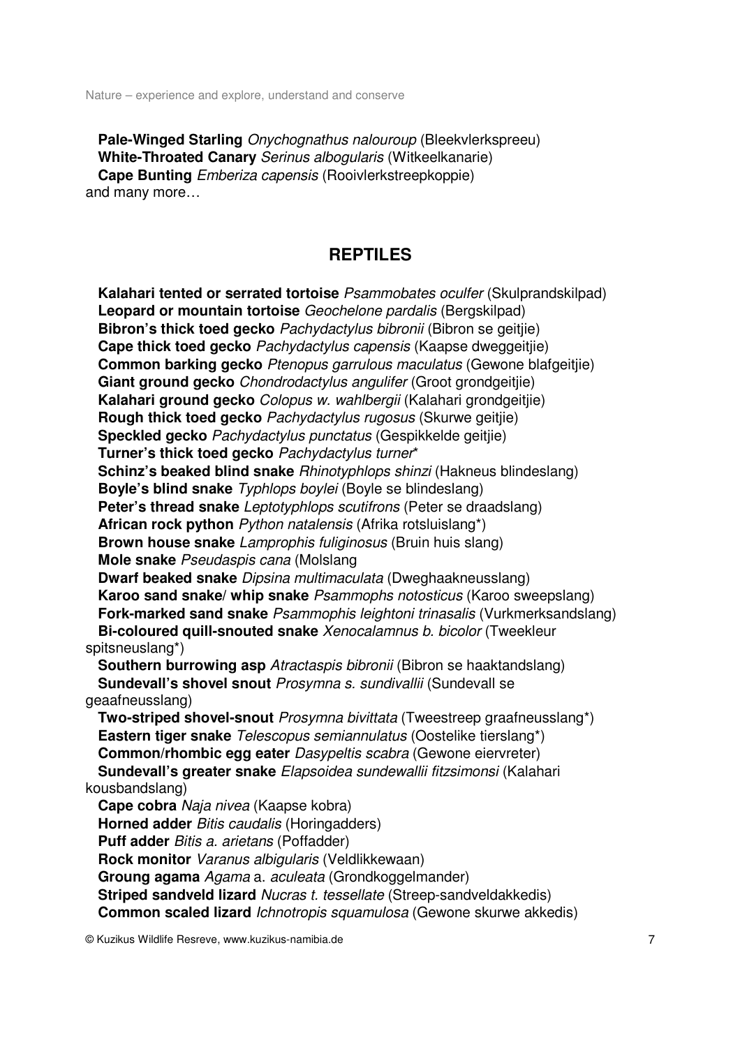**Pale-Winged Starling** *Onychognathus nalouroup* (Bleekvlerkspreeu)
**White-Throated Canary** *Serinus albogularis* (Witkeelkanarie)
**Cape Bunting** *Emberiza capensis* (Rooivlerkstreepkoppie)
and many more…

## REPTILES

**Kalahari tented or serrated tortoise** *Psammobates oculfer* (Skulprandskilpad)
**Leopard or mountain tortoise** *Geochelone pardalis* (Bergskilpad)
**Bibron's thick toed gecko** *Pachydactylus bibronii* (Bibron se geitjie)
**Cape thick toed gecko** *Pachydactylus capensis* (Kaapse dweggeitjie)
**Common barking gecko** *Ptenopus garrulous maculatus* (Gewone blafgeitjie)
**Giant ground gecko** *Chondrodactylus angulifer* (Groot grondgeitjie)
**Kalahari ground gecko** *Colopus w. wahlbergii* (Kalahari grondgeitjie)
**Rough thick toed gecko** *Pachydactylus rugosus* (Skurwe geitjie)
**Speckled gecko** *Pachydactylus punctatus* (Gespikkelde geitjie)
**Turner's thick toed gecko** *Pachydactylus turner*\*
**Schinz's beaked blind snake** *Rhinotyphlops shinzi* (Hakneus blindeslang)
**Boyle's blind snake** *Typhlops boylei* (Boyle se blindeslang)
**Peter's thread snake** *Leptotyphlops scutifrons* (Peter se draadslang)
**African rock python** *Python natalensis* (Afrika rotsluislang\*)
**Brown house snake** *Lamprophis fuliginosus* (Bruin huis slang)
**Mole snake** *Pseudaspis cana* (Molslang
**Dwarf beaked snake** *Dipsina multimaculata* (Dweghaakneusslang)
**Karoo sand snake/ whip snake** *Psammophs notosticus* (Karoo sweepslang)
**Fork-marked sand snake** *Psammophis leightoni trinasalis* (Vurkmerksandslang)
**Bi-coloured quill-snouted snake** *Xenocalamnus b. bicolor* (Tweekleur spitsneuslang\*)
**Southern burrowing asp** *Atractaspis bibronii* (Bibron se haaktandslang)
**Sundevall's shovel snout** *Prosymna s. sundivallii* (Sundevall se geaafneusslang)
**Two-striped shovel-snout** *Prosymna bivittata* (Tweestreep graafneusslang\*)
**Eastern tiger snake** *Telescopus semiannulatus* (Oostelike tierslang\*)
**Common/rhombic egg eater** *Dasypeltis scabra* (Gewone eiervreter)
**Sundevall's greater snake** *Elapsoidea sundewallii fitzsimonsi* (Kalahari kousbandslang)
**Cape cobra** *Naja nivea* (Kaapse kobra)
**Horned adder** *Bitis caudalis* (Horingadders)
**Puff adder** *Bitis a. arietans* (Poffadder)
**Rock monitor** *Varanus albigularis* (Veldlikkewaan)
**Groung agama** *Agama* a. *aculeata* (Grondkoggelmander)
**Striped sandveld lizard** *Nucras t. tessellate* (Streep-sandveldakkedis)
**Common scaled lizard** *Ichnotropis squamulosa* (Gewone skurwe akkedis)

© Kuzikus Wildlife Resreve, www.kuzikus-namibia.de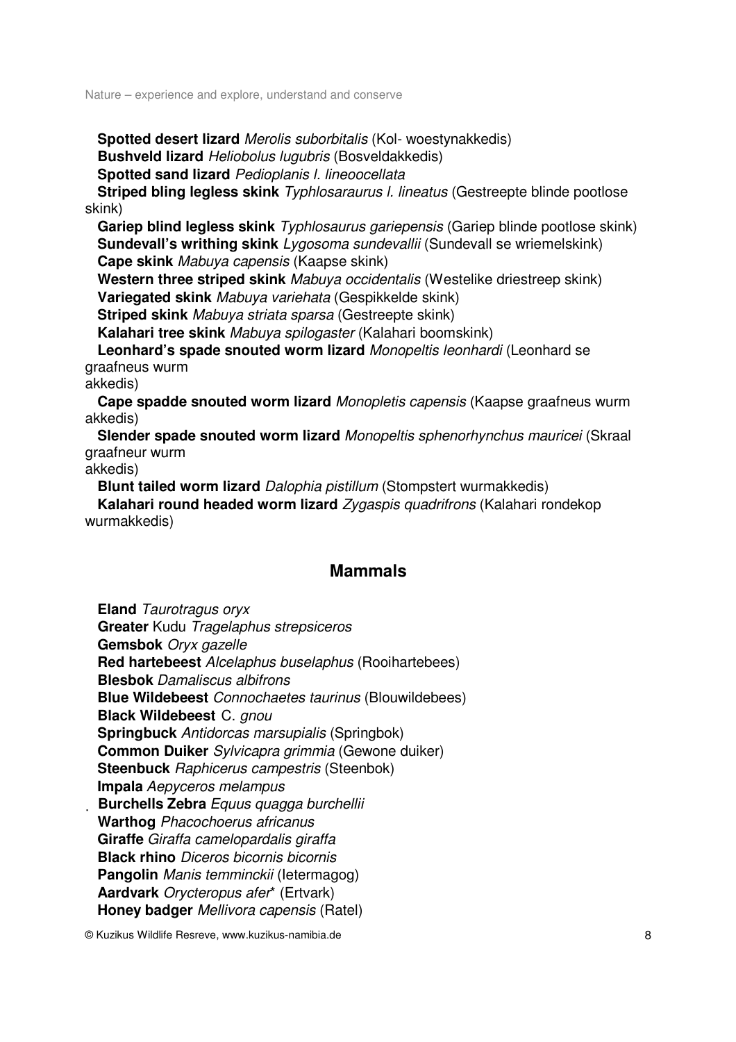**Spotted desert lizard** *Merolis suborbitalis* (Kol- woestynakkedis)
**Bushveld lizard** *Heliobolus lugubris* (Bosveldakkedis)
**Spotted sand lizard** *Pedioplanis l. lineoocellata*
**Striped bling legless skink** *Typhlosaraurus l. lineatus* (Gestreepte blinde pootlose skink)
**Gariep blind legless skink** *Typhlosaurus gariepensis* (Gariep blinde pootlose skink)
**Sundevall's writhing skink** *Lygosoma sundevallii* (Sundevall se wriemelskink)
**Cape skink** *Mabuya capensis* (Kaapse skink)
**Western three striped skink** *Mabuya occidentalis* (Westelike driestreep skink)
**Variegated skink** *Mabuya variehata* (Gespikkelde skink)
**Striped skink** *Mabuya striata sparsa* (Gestreepte skink)
**Kalahari tree skink** *Mabuya spilogaster* (Kalahari boomskink)
**Leonhard's spade snouted worm lizard** *Monopeltis leonhardi* (Leonhard se graafneus wurm akkedis)
**Cape spadde snouted worm lizard** *Monopletis capensis* (Kaapse graafneus wurm akkedis)
**Slender spade snouted worm lizard** *Monopeltis sphenorhynchus mauricei* (Skraal graafneur wurm akkedis)
**Blunt tailed worm lizard** *Dalophia pistillum* (Stompstert wurmakkedis)
**Kalahari round headed worm lizard** *Zygaspis quadrifrons* (Kalahari rondekop wurmakkedis)

## Mammals

**Eland** *Taurotragus oryx*
**Greater** Kudu *Tragelaphus strepsiceros*
**Gemsbok** *Oryx gazelle*
**Red hartebeest** *Alcelaphus buselaphus* (Rooihartebees)
**Blesbok** *Damaliscus albifrons*
**Blue Wildebeest** *Connochaetes taurinus* (Blouwildebees)
**Black Wildebeest** C. *gnou*
**Springbuck** *Antidorcas marsupialis* (Springbok)
**Common Duiker** *Sylvicapra grimmia* (Gewone duiker)
**Steenbuck** *Raphicerus campestris* (Steenbok)
**Impala** *Aepyceros melampus*
**Burchells Zebra** *Equus quagga burchellii*
**Warthog** *Phacochoerus africanus*
**Giraffe** *Giraffa camelopardalis giraffa*
**Black rhino** *Diceros bicornis bicornis*
**Pangolin** *Manis temminckii* (Ietermagog)
**Aardvark** *Orycteropus afer** (Ertvark)
**Honey badger** *Mellivora capensis* (Ratel)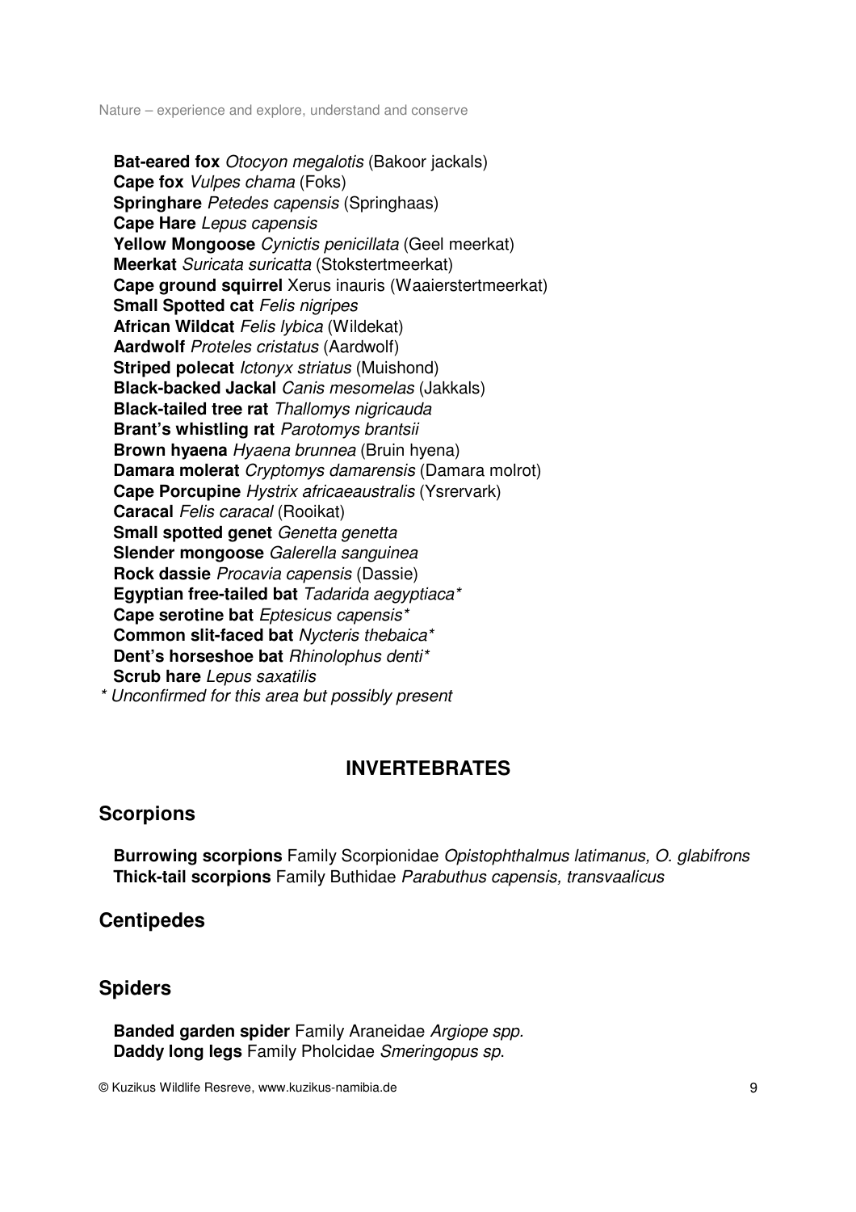**Bat-eared fox** *Otocyon megalotis* (Bakoor jackals)  
**Cape fox** *Vulpes chama* (Foks)  
**Springhare** *Petedes capensis* (Springhaas)  
**Cape Hare** *Lepus capensis*  
**Yellow Mongoose** *Cynictis penicillata* (Geel meerkat)  
**Meerkat** *Suricata suricatta* (Stokstertmeerkat)  
**Cape ground squirrel** Xerus inauris (Waaierstertmeerkat)  
**Small Spotted cat** *Felis nigripes*  
**African Wildcat** *Felis lybica* (Wildekat)  
**Aardwolf** *Proteles cristatus* (Aardwolf)  
**Striped polecat** *Ictonyx striatus* (Muishond)  
**Black-backed Jackal** *Canis mesomelas* (Jakkals)  
**Black-tailed tree rat** *Thallomys nigricauda*  
**Brant's whistling rat** *Parotomys brantsii*  
**Brown hyaena** *Hyaena brunnea* (Bruin hyena)  
**Damara molerat** *Cryptomys damarensis* (Damara molrot)  
**Cape Porcupine** *Hystrix africaeaustralis* (Ysrervark)  
**Caracal** *Felis caracal* (Rooikat)  
**Small spotted genet** *Genetta genetta*  
**Slender mongoose** *Galerella sanguinea*  
**Rock dassie** *Procavia capensis* (Dassie)  
**Egyptian free-tailed bat** *Tadarida aegyptiaca**  
**Cape serotine bat** *Eptesicus capensis**  
**Common slit-faced bat** *Nycteris thebaica**  
**Dent's horseshoe bat** *Rhinolophus denti**  
**Scrub hare** *Lepus saxatilis*  
*\* Unconfirmed for this area but possibly present*

# INVERTEBRATES

## Scorpions

**Burrowing scorpions** Family Scorpionidae *Opistophthalmus latimanus, O. glabifrons*  
**Thick-tail scorpions** Family Buthidae *Parabuthus capensis, transvaalicus*

## Centipedes

## Spiders

**Banded garden spider** Family Araneidae *Argiope spp.*  
**Daddy long legs** Family Pholcidae *Smeringopus sp.*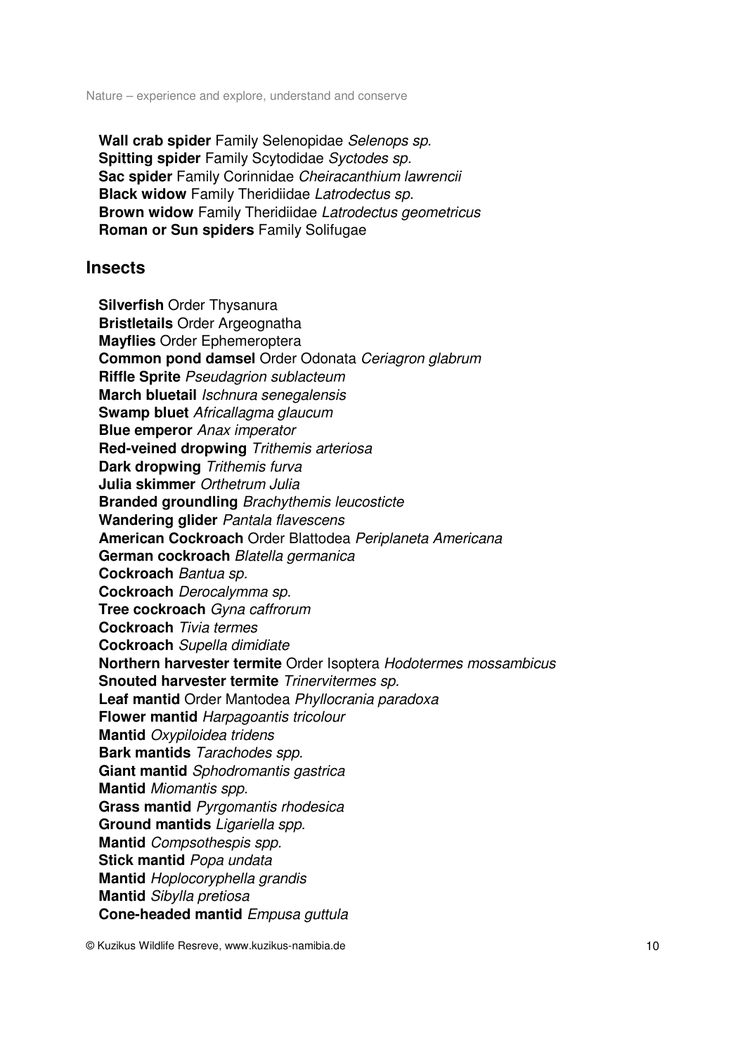**Wall crab spider** Family Selenopidae *Selenops sp.*
**Spitting spider** Family Scytodidae *Syctodes sp.*
**Sac spider** Family Corinnidae *Cheiracanthium lawrencii*
**Black widow** Family Theridiidae *Latrodectus sp.*
**Brown widow** Family Theridiidae *Latrodectus geometricus*
**Roman or Sun spiders** Family Solifugae

## Insects

**Silverfish** Order Thysanura
**Bristletails** Order Argeognatha
**Mayflies** Order Ephemeroptera
**Common pond damsel** Order Odonata *Ceriagron glabrum*
**Riffle Sprite** *Pseudagrion sublacteum*
**March bluetail** *Ischnura senegalensis*
**Swamp bluet** *Africallagma glaucum*
**Blue emperor** *Anax imperator*
**Red-veined dropwing** *Trithemis arteriosa*
**Dark dropwing** *Trithemis furva*
**Julia skimmer** *Orthetrum Julia*
**Branded groundling** *Brachythemis leucosticte*
**Wandering glider** *Pantala flavescens*
**American Cockroach** Order Blattodea *Periplaneta Americana*
**German cockroach** *Blatella germanica*
**Cockroach** *Bantua sp.*
**Cockroach** *Derocalymma sp.*
**Tree cockroach** *Gyna caffrorum*
**Cockroach** *Tivia termes*
**Cockroach** *Supella dimidiate*
**Northern harvester termite** Order Isoptera *Hodotermes mossambicus*
**Snouted harvester termite** *Trinervitermes sp.*
**Leaf mantid** Order Mantodea *Phyllocrania paradoxa*
**Flower mantid** *Harpagoantis tricolour*
**Mantid** *Oxypiloidea tridens*
**Bark mantids** *Tarachodes spp.*
**Giant mantid** *Sphodromantis gastrica*
**Mantid** *Miomantis spp.*
**Grass mantid** *Pyrgomantis rhodesica*
**Ground mantids** *Ligariella spp.*
**Mantid** *Compsothespis spp.*
**Stick mantid** *Popa undata*
**Mantid** *Hoplocoryphella grandis*
**Mantid** *Sibylla pretiosa*
**Cone-headed mantid** *Empusa guttula*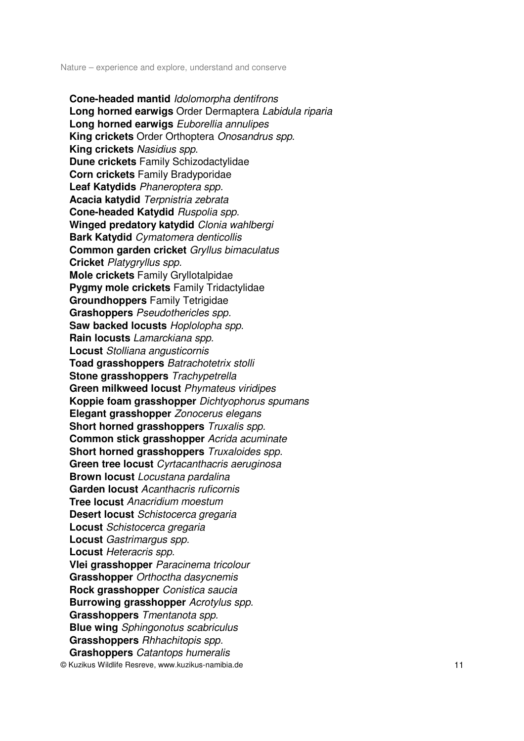**Cone-headed mantid** *Idolomorpha dentifrons*
**Long horned earwigs** Order Dermaptera *Labidula riparia*
**Long horned earwigs** *Euborellia annulipes*
**King crickets** Order Orthoptera *Onosandrus spp*.
**King crickets** *Nasidius spp*.
**Dune crickets** Family Schizodactylidae
**Corn crickets** Family Bradyporidae
**Leaf Katydids** *Phaneroptera spp.*
**Acacia katydid** *Terpnistria zebrata*
**Cone-headed Katydid** *Ruspolia spp.*
**Winged predatory katydid** *Clonia wahlbergi*
**Bark Katydid** *Cymatomera denticollis*
**Common garden cricket** *Gryllus bimaculatus*
**Cricket** *Platygryllus spp.*
**Mole crickets** Family Gryllotalpidae
**Pygmy mole crickets** Family Tridactylidae
**Groundhoppers** Family Tetrigidae
**Grashoppers** *Pseudothericles spp.*
**Saw backed locusts** *Hoplolopha spp*.
**Rain locusts** *Lamarckiana spp.*
**Locust** *Stolliana angusticornis*
**Toad grasshoppers** *Batrachotetrix stolli*
**Stone grasshoppers** *Trachypetrella*
**Green milkweed locust** *Phymateus viridipes*
**Koppie foam grasshopper** *Dichtyophorus spumans*
**Elegant grasshopper** *Zonocerus elegans*
**Short horned grasshoppers** *Truxalis spp.*
**Common stick grasshopper** *Acrida acuminate*
**Short horned grasshoppers** *Truxaloides spp.*
**Green tree locust** *Cyrtacanthacris aeruginosa*
**Brown locust** *Locustana pardalina*
**Garden locust** *Acanthacris ruficornis*
**Tree locust** *Anacridium moestum*
**Desert locust** *Schistocerca gregaria*
**Locust** *Schistocerca gregaria*
**Locust** *Gastrimargus spp.*
**Locust** *Heteracris spp.*
**Vlei grasshopper** *Paracinema tricolour*
**Grasshopper** *Orthoctha dasycnemis*
**Rock grasshopper** *Conistica saucia*
**Burrowing grasshopper** *Acrotylus spp.*
**Grasshoppers** *Tmentanota spp.*
**Blue wing** *Sphingonotus scabriculus*
**Grasshoppers** *Rhhachitopis spp.*
**Grashoppers** *Catantops humeralis*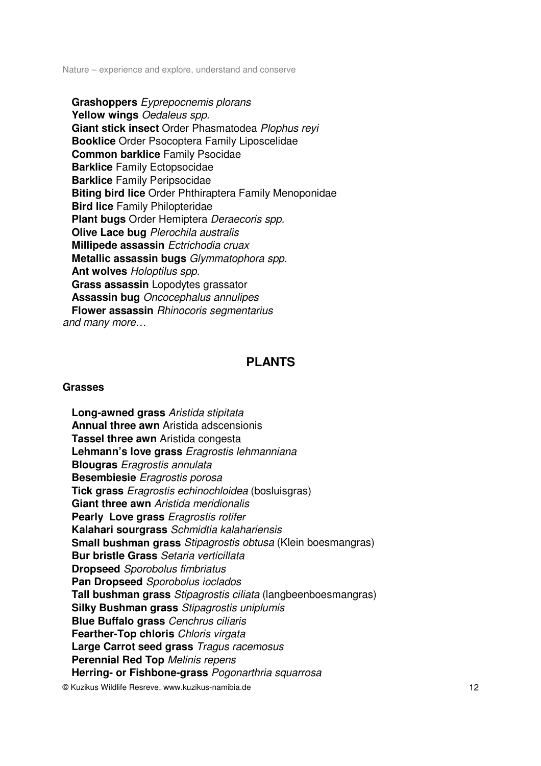**Grashoppers** *Eyprepocnemis plorans*
**Yellow wings** *Oedaleus spp.*
**Giant stick insect** Order Phasmatodea *Plophus reyi*
**Booklice** Order Psocoptera Family Liposcelidae
**Common barklice** Family Psocidae
**Barklice** Family Ectopsocidae
**Barklice** Family Peripsocidae
**Biting bird lice** Order Phthiraptera Family Menoponidae
**Bird lice** Family Philopteridae
**Plant bugs** Order Hemiptera *Deraecoris spp.*
**Olive Lace bug** *Plerochila australis*
**Millipede assassin** *Ectrichodia cruax*
**Metallic assassin bugs** *Glymmatophora spp.*
**Ant wolves** *Holoptilus spp.*
**Grass assassin** Lopodytes grassator
**Assassin bug** *Oncocephalus annulipes*
**Flower assassin** *Rhinocoris segmentarius*
*and many more…*

## PLANTS

### Grasses

**Long-awned grass** *Aristida stipitata*
**Annual three awn** Aristida adscensionis
**Tassel three awn** Aristida congesta
**Lehmann's love grass** *Eragrostis lehmanniana*
**Blougras** *Eragrostis annulata*
**Besembiesie** *Eragrostis porosa*
**Tick grass** *Eragrostis echinochloidea* (bosluisgras)
**Giant three awn** *Aristida meridionalis*
**Pearly Love grass** *Eragrostis rotifer*
**Kalahari sourgrass** *Schmidtia kalahariensis*
**Small bushman grass** *Stipagrostis obtusa* (Klein boesmangras)
**Bur bristle Grass** *Setaria verticillata*
**Dropseed** *Sporobolus fimbriatus*
**Pan Dropseed** *Sporobolus ioclados*
**Tall bushman grass** *Stipagrostis ciliata* (langbeenboesmangras)
**Silky Bushman grass** *Stipagrostis uniplumis*
**Blue Buffalo grass** *Cenchrus ciliaris*
**Fearther-Top chloris** *Chloris virgata*
**Large Carrot seed grass** *Tragus racemosus*
**Perennial Red Top** *Melinis repens*
**Herring- or Fishbone-grass** *Pogonarthria squarrosa*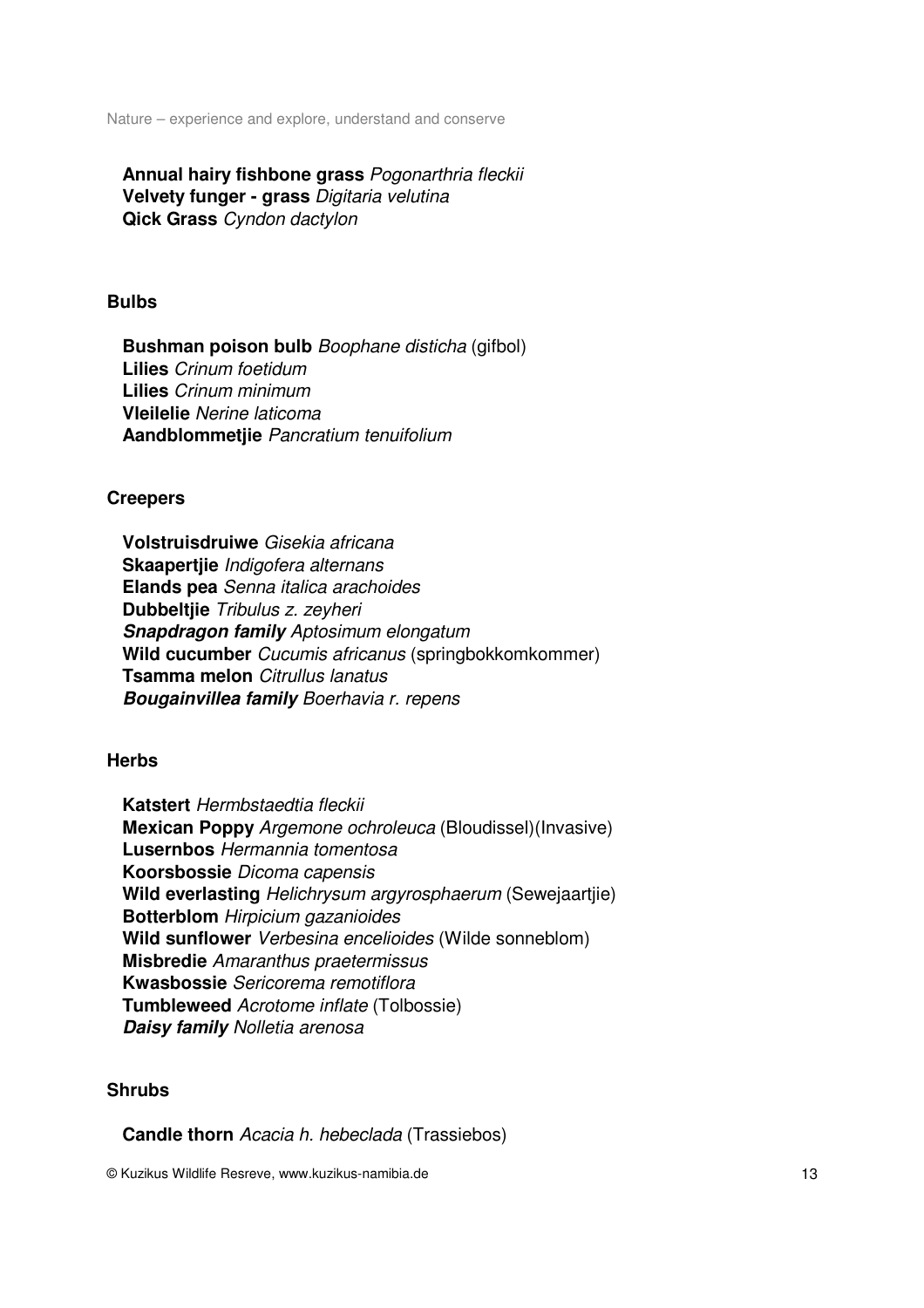**Annual hairy fishbone grass** *Pogonarthria fleckii*
**Velvety funger - grass** *Digitaria velutina*
**Qick Grass** *Cyndon dactylon*

### Bulbs

**Bushman poison bulb** *Boophane disticha* (gifbol)
**Lilies** *Crinum foetidum*
**Lilies** *Crinum minimum*
**Vleilelie** *Nerine laticoma*
**Aandblommetjie** *Pancratium tenuifolium*

### Creepers

**Volstruisdruiwe** *Gisekia africana*
**Skaapertjie** *Indigofera alternans*
**Elands pea** *Senna italica arachoides*
**Dubbeltjie** *Tribulus z. zeyheri*
***Snapdragon family*** *Aptosimum elongatum*
**Wild cucumber** *Cucumis africanus* (springbokkomkommer)
**Tsamma melon** *Citrullus lanatus*
***Bougainvillea family*** *Boerhavia r. repens*

### Herbs

**Katstert** *Hermbstaedtia fleckii*
**Mexican Poppy** *Argemone ochroleuca* (Bloudissel)(Invasive)
**Lusernbos** *Hermannia tomentosa*
**Koorsbossie** *Dicoma capensis*
**Wild everlasting** *Helichrysum argyrosphaerum* (Sewejaartjie)
**Botterblom** *Hirpicium gazanioides*
**Wild sunflower** *Verbesina encelioides* (Wilde sonneblom)
**Misbredie** *Amaranthus praetermissus*
**Kwasbossie** *Sericorema remotiflora*
**Tumbleweed** *Acrotome inflate* (Tolbossie)
***Daisy family*** *Nolletia arenosa*

### Shrubs

**Candle thorn** *Acacia h. hebeclada* (Trassiebos)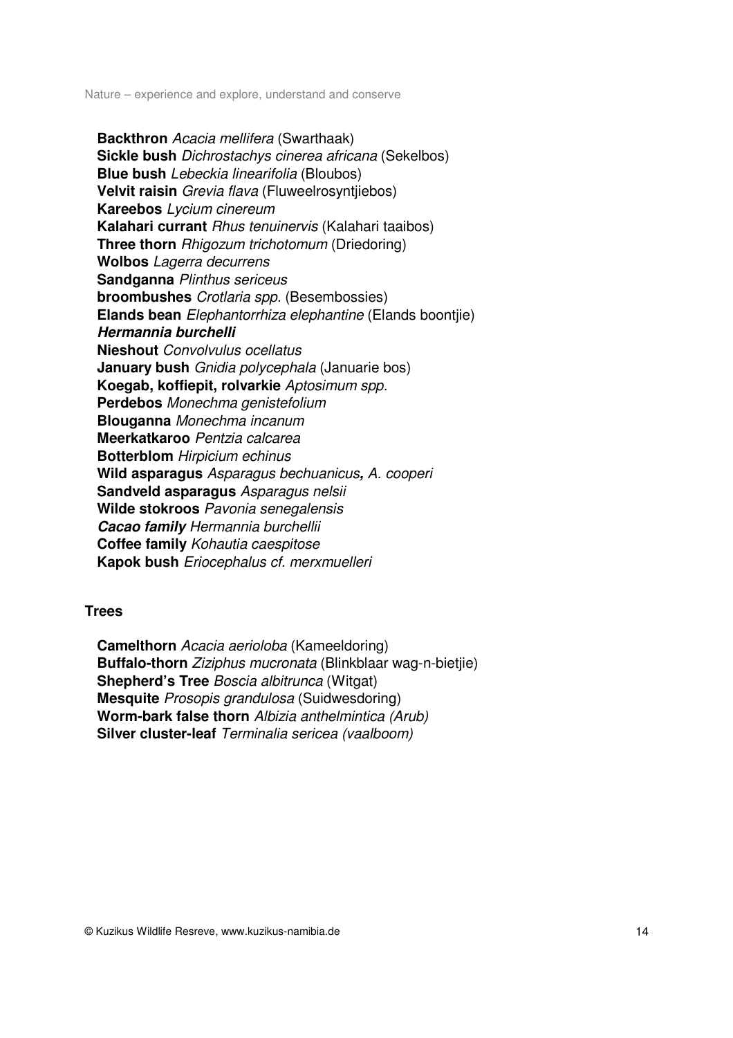**Backthron** *Acacia mellifera* (Swarthaak)
**Sickle bush** *Dichrostachys cinerea africana* (Sekelbos)
**Blue bush** *Lebeckia linearifolia* (Bloubos)
**Velvit raisin** *Grevia flava* (Fluweelrosyntjiebos)
**Kareebos** *Lycium cinereum*
**Kalahari currant** *Rhus tenuinervis* (Kalahari taaibos)
**Three thorn** *Rhigozum trichotomum* (Driedoring)
**Wolbos** *Lagerra decurrens*
**Sandganna** *Plinthus sericeus*
**broombushes** *Crotlaria spp.* (Besembossies)
**Elands bean** *Elephantorrhiza elephantine* (Elands boontjie)
***Hermannia burchelli***
**Nieshout** *Convolvulus ocellatus*
**January bush** *Gnidia polycephala* (Januarie bos)
**Koegab, koffiepit, rolvarkie** *Aptosimum spp.*
**Perdebos** *Monechma genistefolium*
**Blouganna** *Monechma incanum*
**Meerkatkaroo** *Pentzia calcarea*
**Botterblom** *Hirpicium echinus*
**Wild asparagus** *Asparagus bechuanicus**,** A. cooperi*
**Sandveld asparagus** *Asparagus nelsii*
**Wilde stokroos** *Pavonia senegalensis*
***Cacao family*** *Hermannia burchellii*
**Coffee family** *Kohautia caespitose*
**Kapok bush** *Eriocephalus cf. merxmuelleri*

**Trees**

**Camelthorn** *Acacia aerioloba* (Kameeldoring)
**Buffalo-thorn** *Ziziphus mucronata* (Blinkblaar wag-n-bietjie)
**Shepherd's Tree** *Boscia albitrunca* (Witgat)
**Mesquite** *Prosopis grandulosa* (Suidwesdoring)
**Worm-bark false thorn** *Albizia anthelmintica (Arub)*
**Silver cluster-leaf** *Terminalia sericea (vaalboom)*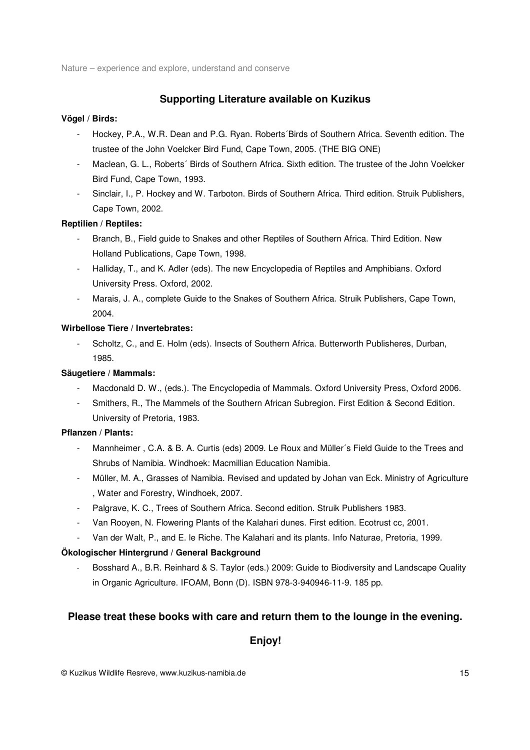## Supporting Literature available on Kuzikus

**Vögel / Birds:**

- Hockey, P.A., W.R. Dean and P.G. Ryan. Roberts´Birds of Southern Africa. Seventh edition. The trustee of the John Voelcker Bird Fund, Cape Town, 2005. (THE BIG ONE)
- Maclean, G. L., Roberts´ Birds of Southern Africa. Sixth edition. The trustee of the John Voelcker Bird Fund, Cape Town, 1993.
- Sinclair, I., P. Hockey and W. Tarboton. Birds of Southern Africa. Third edition. Struik Publishers, Cape Town, 2002.

**Reptilien / Reptiles:**

- Branch, B., Field guide to Snakes and other Reptiles of Southern Africa. Third Edition. New Holland Publications, Cape Town, 1998.
- Halliday, T., and K. Adler (eds). The new Encyclopedia of Reptiles and Amphibians. Oxford University Press. Oxford, 2002.
- Marais, J. A., complete Guide to the Snakes of Southern Africa. Struik Publishers, Cape Town, 2004.

**Wirbellose Tiere / Invertebrates:**

- Scholtz, C., and E. Holm (eds). Insects of Southern Africa. Butterworth Publisheres, Durban, 1985.

**Säugetiere / Mammals:**

- Macdonald D. W., (eds.). The Encyclopedia of Mammals. Oxford University Press, Oxford 2006.
- Smithers, R., The Mammels of the Southern African Subregion. First Edition & Second Edition. University of Pretoria, 1983.

**Pflanzen / Plants:**

- Mannheimer , C.A. & B. A. Curtis (eds) 2009. Le Roux and Müller´s Field Guide to the Trees and Shrubs of Namibia. Windhoek: Macmillian Education Namibia.
- Müller, M. A., Grasses of Namibia. Revised and updated by Johan van Eck. Ministry of Agriculture , Water and Forestry, Windhoek, 2007.
- Palgrave, K. C., Trees of Southern Africa. Second edition. Struik Publishers 1983.
- Van Rooyen, N. Flowering Plants of the Kalahari dunes. First edition. Ecotrust cc, 2001.
- Van der Walt, P., and E. le Riche. The Kalahari and its plants. Info Naturae, Pretoria, 1999.

**Ökologischer Hintergrund / General Background**

- Bosshard A., B.R. Reinhard & S. Taylor (eds.) 2009: Guide to Biodiversity and Landscape Quality in Organic Agriculture. IFOAM, Bonn (D). ISBN 978-3-940946-11-9. 185 pp.

**Please treat these books with care and return them to the lounge in the evening.**

**Enjoy!**